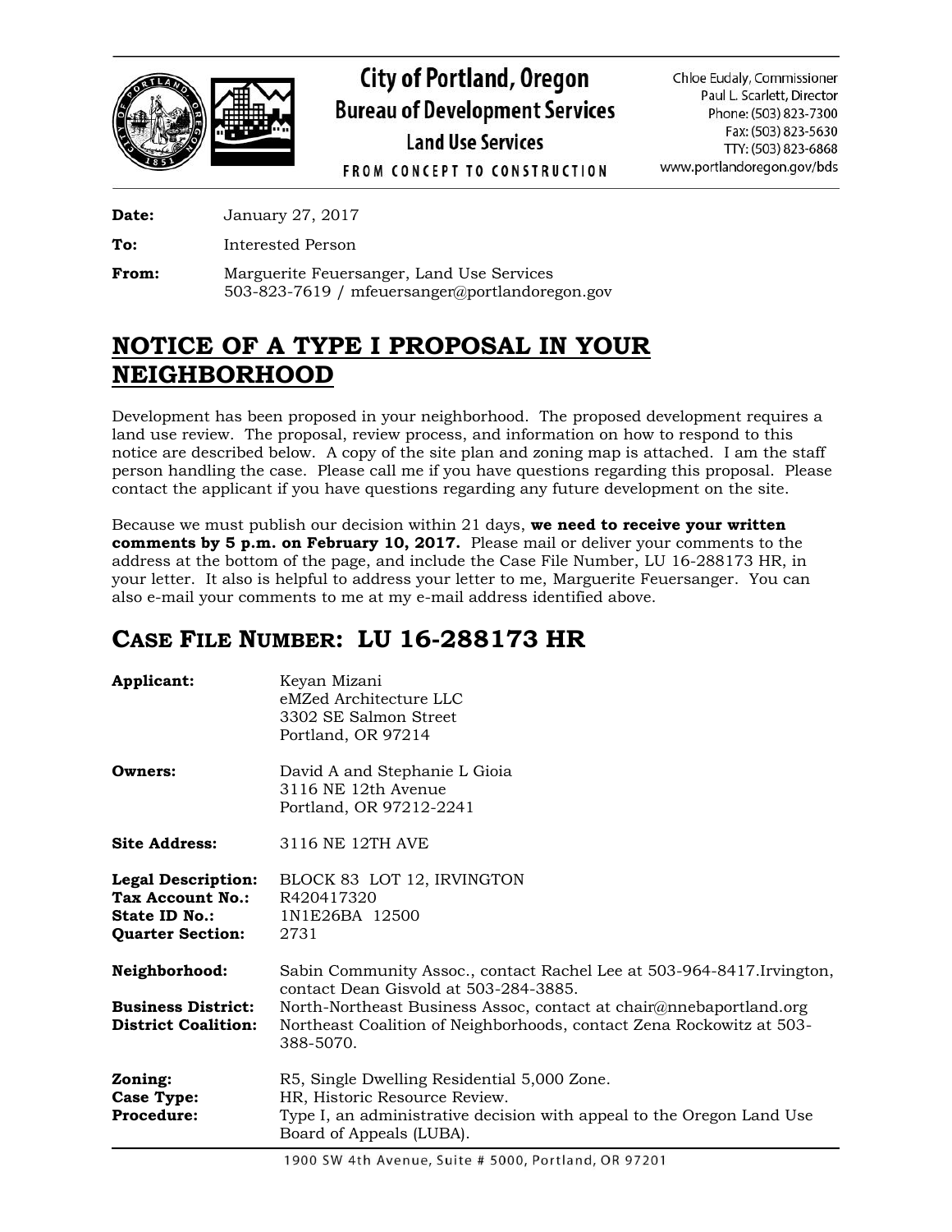# City of Portland, Oregon
## Bureau of Development Services
### Land Use Services
FROM CONCEPT TO CONSTRUCTION

Chloe Eudaly, Commissioner
Paul L. Scarlett, Director
Phone: (503) 823-7300
Fax: (503) 823-5630
TTY: (503) 823-6868
www.portlandoregon.gov/bds

**Date:** January 27, 2017

**To:** Interested Person

**From:** Marguerite Feuersanger, Land Use Services
503-823-7619 / mfeuersanger@portlandoregon.gov

# NOTICE OF A TYPE I PROPOSAL IN YOUR NEIGHBORHOOD

Development has been proposed in your neighborhood. The proposed development requires a land use review. The proposal, review process, and information on how to respond to this notice are described below. A copy of the site plan and zoning map is attached. I am the staff person handling the case. Please call me if you have questions regarding this proposal. Please contact the applicant if you have questions regarding any future development on the site.

Because we must publish our decision within 21 days, **we need to receive your written comments by 5 p.m. on February 10, 2017.** Please mail or deliver your comments to the address at the bottom of the page, and include the Case File Number, LU 16-288173 HR, in your letter. It also is helpful to address your letter to me, Marguerite Feuersanger. You can also e-mail your comments to me at my e-mail address identified above.

## CASE FILE NUMBER: LU 16-288173 HR

**Applicant:** Keyan Mizani
eMZed Architecture LLC
3302 SE Salmon Street
Portland, OR 97214

**Owners:** David A and Stephanie L Gioia
3116 NE 12th Avenue
Portland, OR 97212-2241

**Site Address:** 3116 NE 12TH AVE

**Legal Description:** BLOCK 83 LOT 12, IRVINGTON
**Tax Account No.:** R420417320
**State ID No.:** 1N1E26BA 12500
**Quarter Section:** 2731

**Neighborhood:** Sabin Community Assoc., contact Rachel Lee at 503-964-8417.Irvington, contact Dean Gisvold at 503-284-3885.
**Business District:** North-Northeast Business Assoc, contact at chair@nnebaportland.org
**District Coalition:** Northeast Coalition of Neighborhoods, contact Zena Rockowitz at 503-388-5070.

**Zoning:** R5, Single Dwelling Residential 5,000 Zone.
**Case Type:** HR, Historic Resource Review.
**Procedure:** Type I, an administrative decision with appeal to the Oregon Land Use Board of Appeals (LUBA).

1900 SW 4th Avenue, Suite # 5000, Portland, OR 97201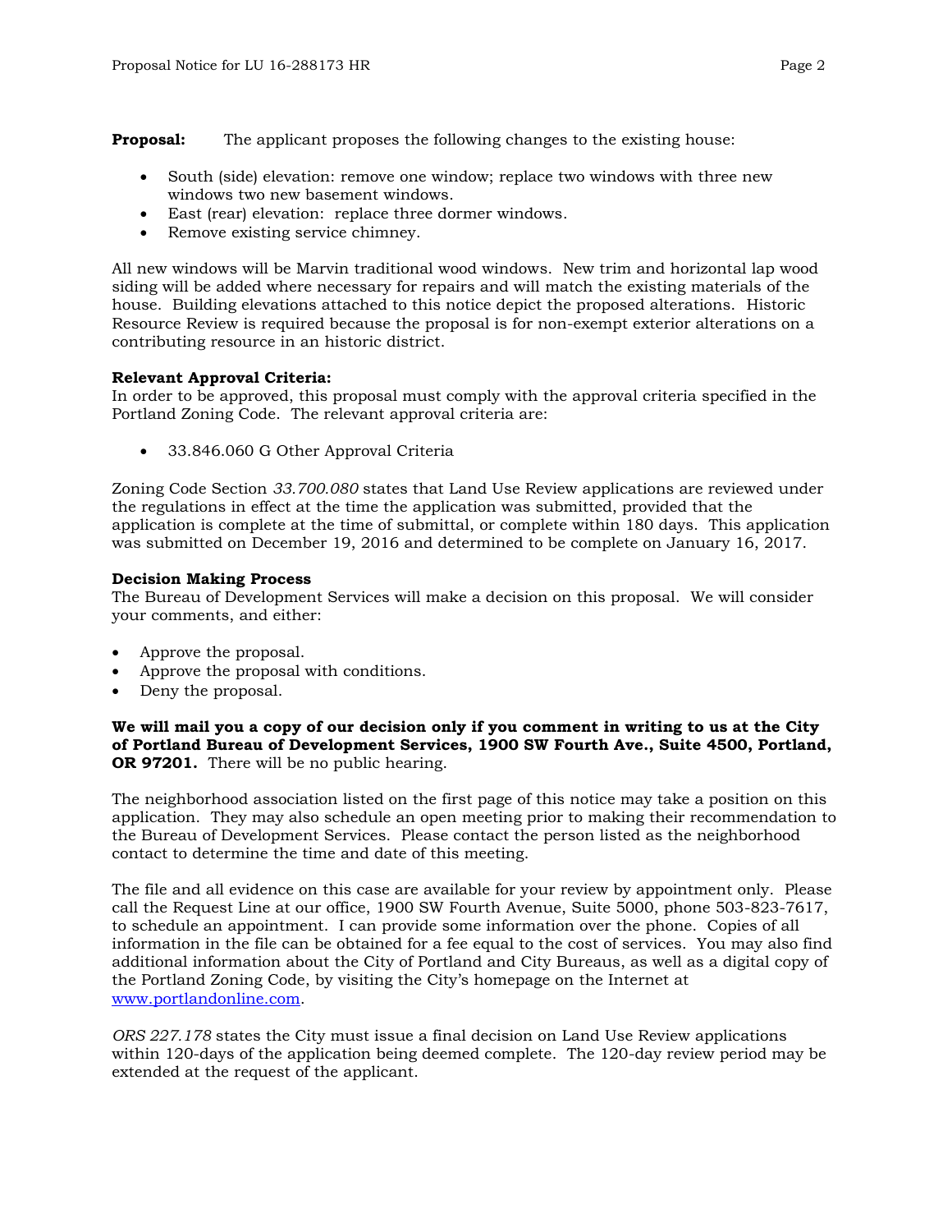**Proposal:** The applicant proposes the following changes to the existing house:

- South (side) elevation: remove one window; replace two windows with three new windows two new basement windows.
- East (rear) elevation: replace three dormer windows.
- Remove existing service chimney.

All new windows will be Marvin traditional wood windows. New trim and horizontal lap wood siding will be added where necessary for repairs and will match the existing materials of the house. Building elevations attached to this notice depict the proposed alterations. Historic Resource Review is required because the proposal is for non-exempt exterior alterations on a contributing resource in an historic district.

**Relevant Approval Criteria:**
In order to be approved, this proposal must comply with the approval criteria specified in the Portland Zoning Code. The relevant approval criteria are:

- 33.846.060 G Other Approval Criteria

Zoning Code Section *33.700.080* states that Land Use Review applications are reviewed under the regulations in effect at the time the application was submitted, provided that the application is complete at the time of submittal, or complete within 180 days. This application was submitted on December 19, 2016 and determined to be complete on January 16, 2017.

**Decision Making Process**
The Bureau of Development Services will make a decision on this proposal. We will consider your comments, and either:

- Approve the proposal.
- Approve the proposal with conditions.
- Deny the proposal.

**We will mail you a copy of our decision only if you comment in writing to us at the City of Portland Bureau of Development Services, 1900 SW Fourth Ave., Suite 4500, Portland, OR 97201.** There will be no public hearing.

The neighborhood association listed on the first page of this notice may take a position on this application. They may also schedule an open meeting prior to making their recommendation to the Bureau of Development Services. Please contact the person listed as the neighborhood contact to determine the time and date of this meeting.

The file and all evidence on this case are available for your review by appointment only. Please call the Request Line at our office, 1900 SW Fourth Avenue, Suite 5000, phone 503-823-7617, to schedule an appointment. I can provide some information over the phone. Copies of all information in the file can be obtained for a fee equal to the cost of services. You may also find additional information about the City of Portland and City Bureaus, as well as a digital copy of the Portland Zoning Code, by visiting the City's homepage on the Internet at [www.portlandonline.com](http://www.portlandonline.com).

*ORS 227.178* states the City must issue a final decision on Land Use Review applications within 120-days of the application being deemed complete. The 120-day review period may be extended at the request of the applicant.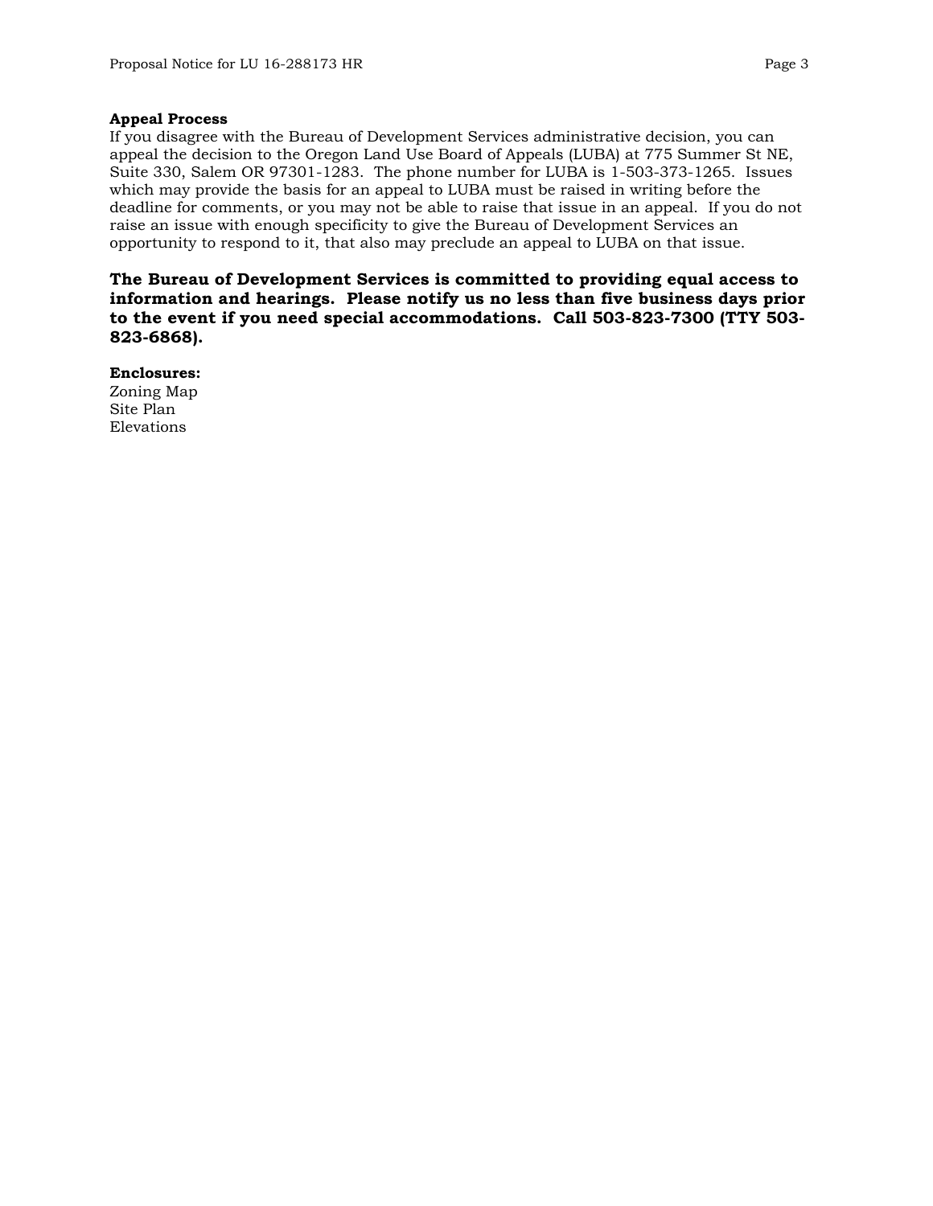**Appeal Process**

If you disagree with the Bureau of Development Services administrative decision, you can appeal the decision to the Oregon Land Use Board of Appeals (LUBA) at 775 Summer St NE, Suite 330, Salem OR 97301-1283. The phone number for LUBA is 1-503-373-1265. Issues which may provide the basis for an appeal to LUBA must be raised in writing before the deadline for comments, or you may not be able to raise that issue in an appeal. If you do not raise an issue with enough specificity to give the Bureau of Development Services an opportunity to respond to it, that also may preclude an appeal to LUBA on that issue.

**The Bureau of Development Services is committed to providing equal access to information and hearings. Please notify us no less than five business days prior to the event if you need special accommodations. Call 503-823-7300 (TTY 503-823-6868).**

**Enclosures:**

Zoning Map
Site Plan
Elevations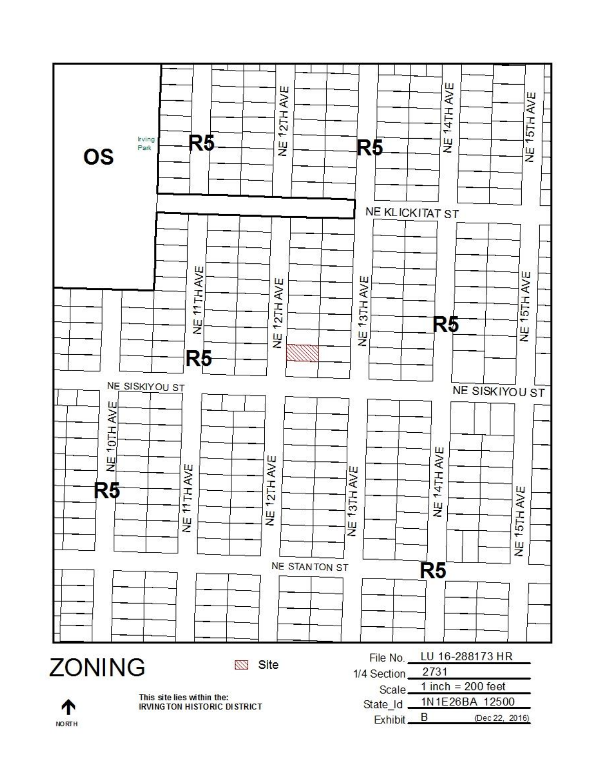OS

Irving Park

R5

R5

NE 12TH AVE

NE 14TH AVE

NE 15TH AVE

NE KLICKITAT ST

NE 11TH AVE

NE 12TH AVE

NE 13TH AVE

R5

NE 15TH AVE

R5

NE SISKIYOU ST

NE SISKIYOU ST

NE 10TH AVE

R5

NE 11TH AVE

NE 12TH AVE

NE 13TH AVE

NE 14TH AVE

NE 15TH AVE

NE STANTON ST

R5

# ZONING

Site

This site lies within the:
IRVINGTON HISTORIC DISTRICT

NORTH

| | |
|---|---|
| File No. | LU 16-288173 HR |
| 1/4 Section | 2731 |
| Scale | 1 inch = 200 feet |
| State_Id | 1N1E26BA 12500 |
| Exhibit | B (Dec 22, 2016) |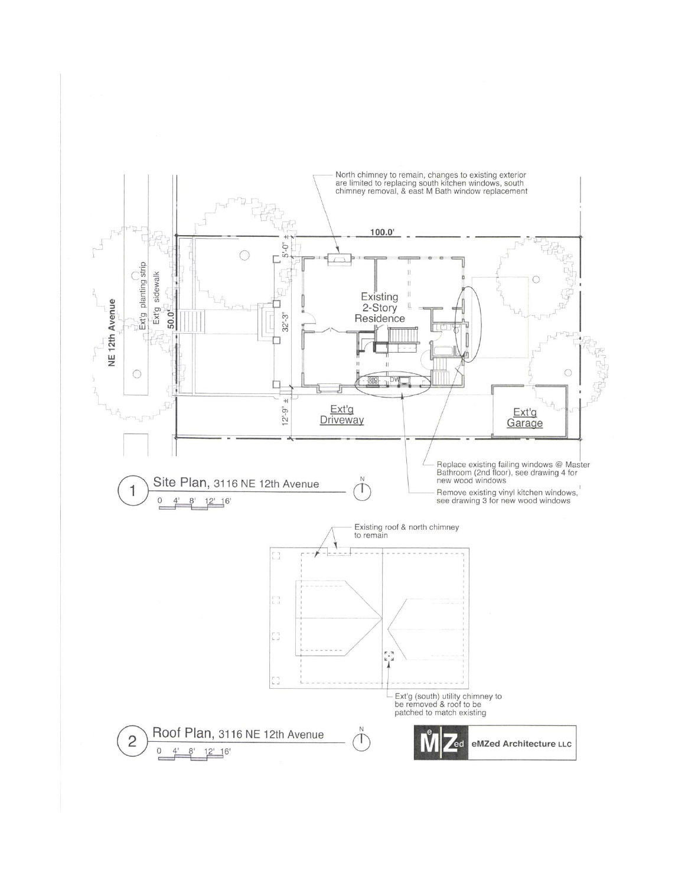North chimney to remain, changes to existing exterior are limited to replacing south kitchen windows, south chimney removal, & east M Bath window replacement

100.0'

5'-0" ±

Ext'g planting strip

Ext'g sidewalk

NE 12th Avenue

50.0'

32'-3"

Existing 2-Story Residence

DW

12'-9" ±

Ext'g Driveway

Ext'g Garage

Replace existing failing windows @ Master Bathroom (2nd floor), see drawing 4 for new wood windows

Remove existing vinyl kitchen windows, see drawing 3 for new wood windows

## 1 Site Plan, 3116 NE 12th Avenue

0 4' 8' 12' 16'

N

Existing roof & north chimney to remain

Ext'g (south) utility chimney to be removed & roof to be patched to match existing

## 2 Roof Plan, 3116 NE 12th Avenue

0 4' 8' 12' 16'

N

eMZed Architecture LLC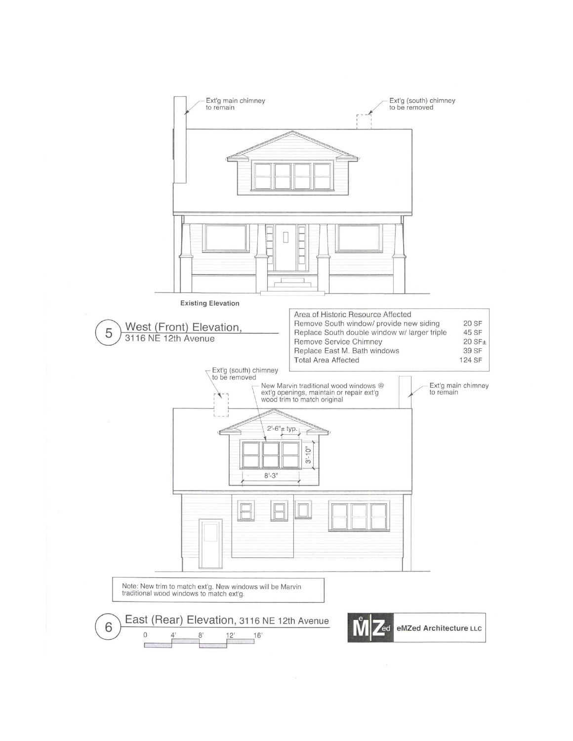Ext'g main chimney to remain

Ext'g (south) chimney to be removed

**Existing Elevation**

## 5 West (Front) Elevation, 3116 NE 12th Avenue

| Area of Historic Resource Affected | |
|---|---|
| Remove South window/ provide new siding | 20 SF |
| Replace South double window w/ larger triple | 45 SF |
| Remove Service Chimney | 20 SF± |
| Replace East M. Bath windows | 39 SF |
| Total Area Affected | 124 SF |

Ext'g (south) chimney to be removed

New Marvin traditional wood windows @ ext'g openings, maintain or repair ext'g wood trim to match original

Ext'g main chimney to remain

2'-6"± typ.

3'-10"

8'-3"

Note: New trim to match ext'g. New windows will be Marvin traditional wood windows to match ext'g.

## 6 East (Rear) Elevation, 3116 NE 12th Avenue

0 4' 8' 12' 16'

eMZed Architecture LLC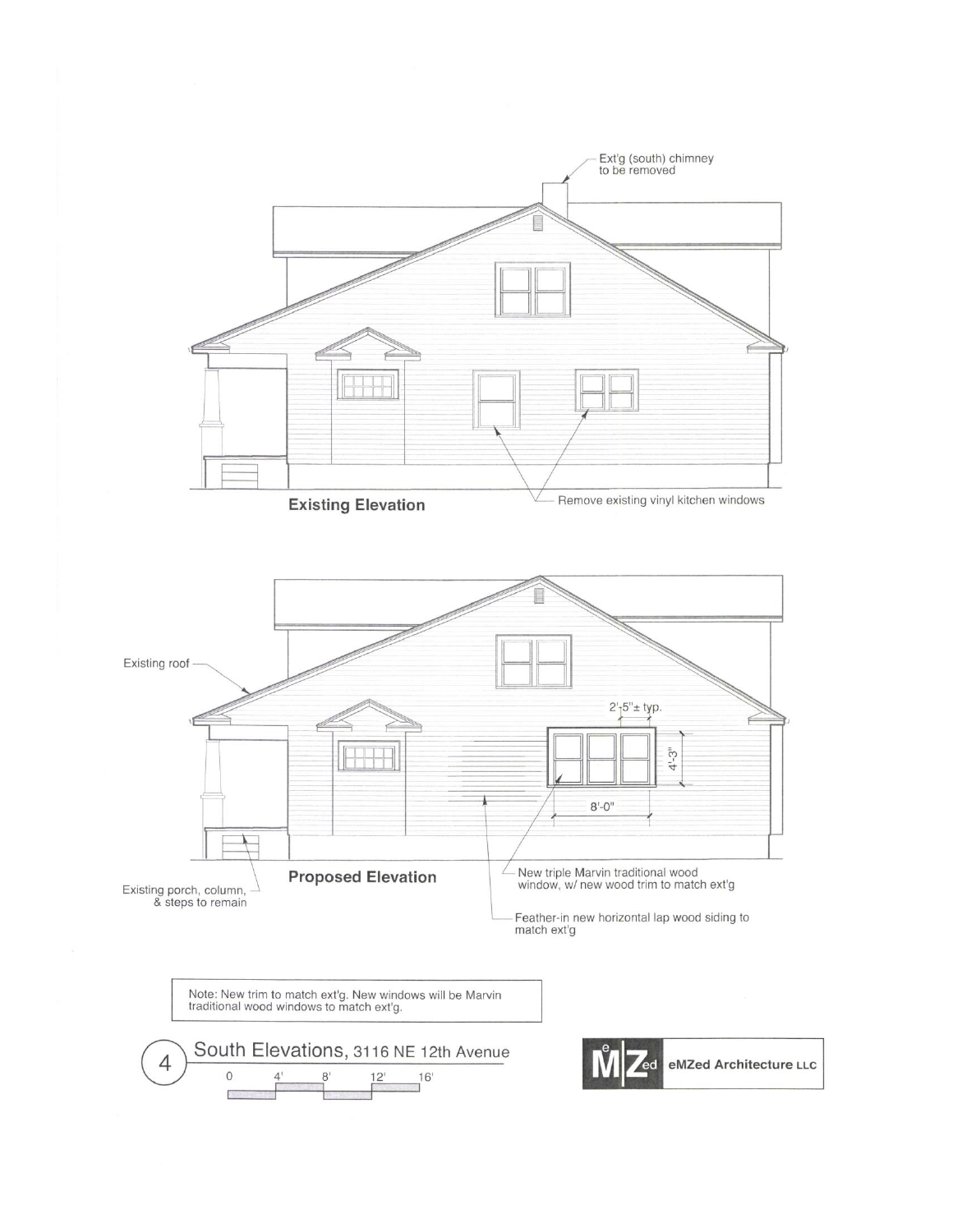Ext'g (south) chimney to be removed

**Existing Elevation**

Remove existing vinyl kitchen windows

Existing roof

2'-5"± typ.

4'-3"

8'-0"

**Proposed Elevation**

Existing porch, column, & steps to remain

New triple Marvin traditional wood window, w/ new wood trim to match ext'g

Feather-in new horizontal lap wood siding to match ext'g

Note: New trim to match ext'g. New windows will be Marvin traditional wood windows to match ext'g.

4 South Elevations, 3116 NE 12th Avenue

0 4' 8' 12' 16'

eMZed Architecture LLC